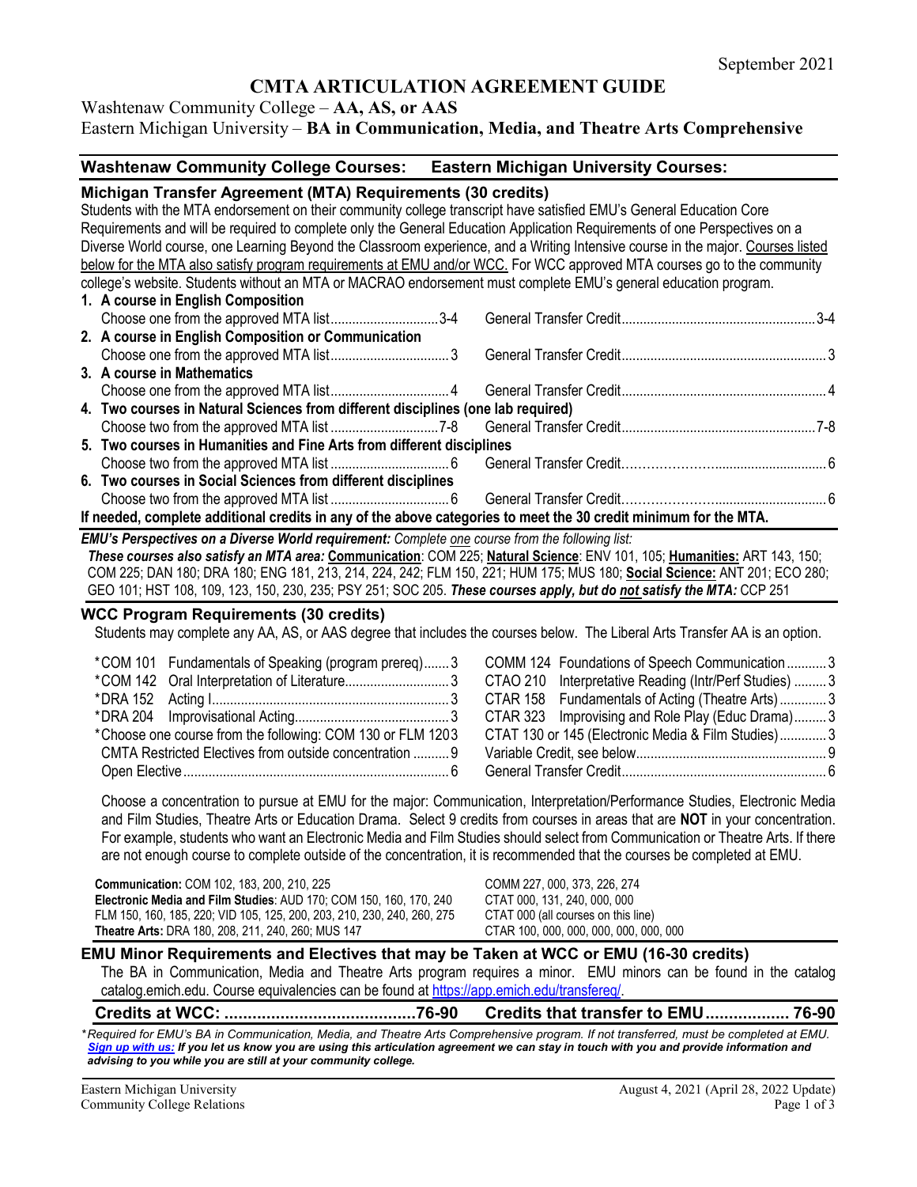September 2021

# CMTA ARTICULATION AGREEMENT GUIDE

Washtenaw Community College – **AA, AS, or AAS**

Eastern Michigan University – **BA in Communication, Media, and Theatre Arts Comprehensive**

| **Washtenaw Community College Courses:** | | **Eastern Michigan University Courses:** | |
|---|---|---|---|

## Michigan Transfer Agreement (MTA) Requirements (30 credits)

Students with the MTA endorsement on their community college transcript have satisfied EMU's General Education Core Requirements and will be required to complete only the General Education Application Requirements of one Perspectives on a Diverse World course, one Learning Beyond the Classroom experience, and a Writing Intensive course in the major. Courses listed below for the MTA also satisfy program requirements at EMU and/or WCC. For WCC approved MTA courses go to the community college's website. Students without an MTA or MACRAO endorsement must complete EMU's general education program.

| WCC Courses | Credits | EMU Courses | Credits |
|---|---|---|---|
| **1. A course in English Composition** | | | |
| Choose one from the approved MTA list | 3-4 | General Transfer Credit | 3-4 |
| **2. A course in English Composition or Communication** | | | |
| Choose one from the approved MTA list | 3 | General Transfer Credit | 3 |
| **3. A course in Mathematics** | | | |
| Choose one from the approved MTA list | 4 | General Transfer Credit | 4 |
| **4. Two courses in Natural Sciences from different disciplines (one lab required)** | | | |
| Choose two from the approved MTA list | 7-8 | General Transfer Credit | 7-8 |
| **5. Two courses in Humanities and Fine Arts from different disciplines** | | | |
| Choose two from the approved MTA list | 6 | General Transfer Credit | 6 |
| **6. Two courses in Social Sciences from different disciplines** | | | |
| Choose two from the approved MTA list | 6 | General Transfer Credit | 6 |

**If needed, complete additional credits in any of the above categories to meet the 30 credit minimum for the MTA.**

***EMU's Perspectives on a Diverse World requirement:*** *Complete one course from the following list:*
***These courses also satisfy an MTA area:*** **Communication**: COM 225; **Natural Science**: ENV 101, 105; **Humanities:** ART 143, 150; COM 225; DAN 180; DRA 180; ENG 181, 213, 214, 224, 242; FLM 150, 221; HUM 175; MUS 180; **Social Science:** ANT 201; ECO 280; GEO 101; HST 108, 109, 123, 150, 230, 235; PSY 251; SOC 205. ***These courses apply, but do not satisfy the MTA:*** CCP 251

## WCC Program Requirements (30 credits)

Students may complete any AA, AS, or AAS degree that includes the courses below. The Liberal Arts Transfer AA is an option.

| WCC Course | Credits | EMU Course | Credits |
|---|---|---|---|
| *COM 101 Fundamentals of Speaking (program prereq) | 3 | COMM 124 Foundations of Speech Communication | 3 |
| *COM 142 Oral Interpretation of Literature | 3 | CTAO 210 Interpretative Reading (Intr/Perf Studies) | 3 |
| *DRA 152 Acting I | 3 | CTAR 158 Fundamentals of Acting (Theatre Arts) | 3 |
| *DRA 204 Improvisational Acting | 3 | CTAR 323 Improvising and Role Play (Educ Drama) | 3 |
| *Choose one course from the following: COM 130 or FLM 120 | 3 | CTAT 130 or 145 (Electronic Media & Film Studies) | 3 |
| CMTA Restricted Electives from outside concentration | 9 | Variable Credit, see below | 9 |
| Open Elective | 6 | General Transfer Credit | 6 |

Choose a concentration to pursue at EMU for the major: Communication, Interpretation/Performance Studies, Electronic Media and Film Studies, Theatre Arts or Education Drama. Select 9 credits from courses in areas that are **NOT** in your concentration. For example, students who want an Electronic Media and Film Studies should select from Communication or Theatre Arts. If there are not enough course to complete outside of the concentration, it is recommended that the courses be completed at EMU.

| WCC Courses | EMU Courses |
|---|---|
| **Communication:** COM 102, 183, 200, 210, 225 | COMM 227, 000, 373, 226, 274 |
| **Electronic Media and Film Studies**: AUD 170; COM 150, 160, 170, 240 | CTAT 000, 131, 240, 000, 000 |
| FLM 150, 160, 185, 220; VID 105, 125, 200, 203, 210, 230, 240, 260, 275 | CTAT 000 (all courses on this line) |
| **Theatre Arts:** DRA 180, 208, 211, 240, 260; MUS 147 | CTAR 100, 000, 000, 000, 000, 000 |

## EMU Minor Requirements and Electives that may be Taken at WCC or EMU (16-30 credits)

The BA in Communication, Media and Theatre Arts program requires a minor. EMU minors can be found in the catalog catalog.emich.edu. Course equivalencies can be found at [https://app.emich.edu/transfereq/](https://app.emich.edu/transfereq/).

| **Credits at WCC:** | **76-90** | **Credits that transfer to EMU** | **76-90** |
|---|---|---|---|

*\*Required for EMU's BA in Communication, Media, and Theatre Arts Comprehensive program. If not transferred, must be completed at EMU.*
***Sign up with us:*** ***If you let us know you are using this articulation agreement we can stay in touch with you and provide information and advising to you while you are still at your community college.***

Eastern Michigan University
Community College Relations

August 4, 2021 (April 28, 2022 Update)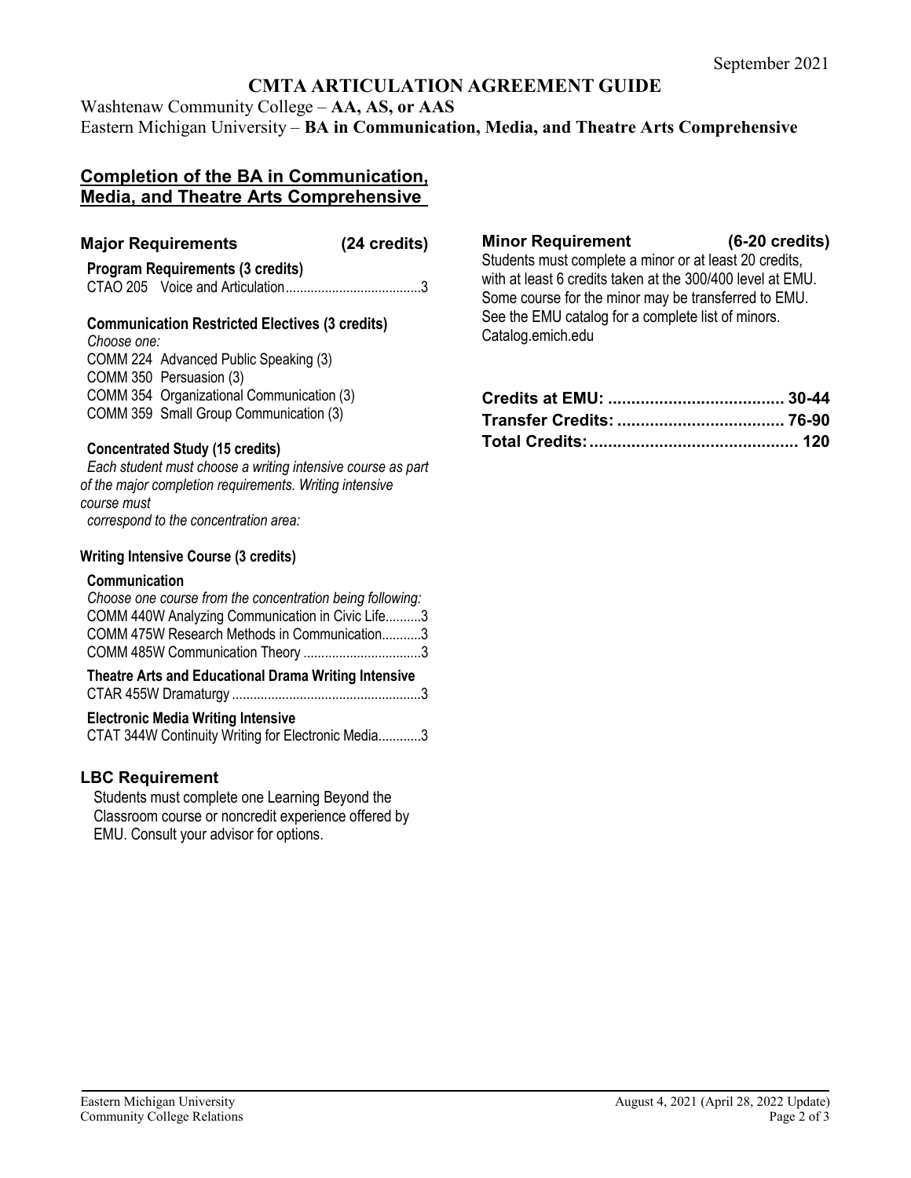# CMTA ARTICULATION AGREEMENT GUIDE

Washtenaw Community College – **AA, AS, or AAS**
Eastern Michigan University – **BA in Communication, Media, and Theatre Arts Comprehensive**

## Completion of the BA in Communication, Media, and Theatre Arts Comprehensive

### Major Requirements (24 credits)

**Program Requirements (3 credits)**
CTAO 205 Voice and Articulation......................................3

**Communication Restricted Electives (3 credits)**
*Choose one:*
COMM 224 Advanced Public Speaking (3)
COMM 350 Persuasion (3)
COMM 354 Organizational Communication (3)
COMM 359 Small Group Communication (3)

**Concentrated Study (15 credits)**
*Each student must choose a writing intensive course as part of the major completion requirements. Writing intensive course must correspond to the concentration area:*

**Writing Intensive Course (3 credits)**

**Communication**
*Choose one course from the concentration being following:*
COMM 440W Analyzing Communication in Civic Life..........3
COMM 475W Research Methods in Communication...........3
COMM 485W Communication Theory .................................3

**Theatre Arts and Educational Drama Writing Intensive**
CTAR 455W Dramaturgy ....................................................3

**Electronic Media Writing Intensive**
CTAT 344W Continuity Writing for Electronic Media............3

### LBC Requirement

Students must complete one Learning Beyond the Classroom course or noncredit experience offered by EMU. Consult your advisor for options.

### Minor Requirement (6-20 credits)

Students must complete a minor or at least 20 credits, with at least 6 credits taken at the 300/400 level at EMU. Some course for the minor may be transferred to EMU. See the EMU catalog for a complete list of minors. Catalog.emich.edu

**Credits at EMU: ...................................... 30-44**
**Transfer Credits: .................................... 76-90**
**Total Credits:............................................. 120**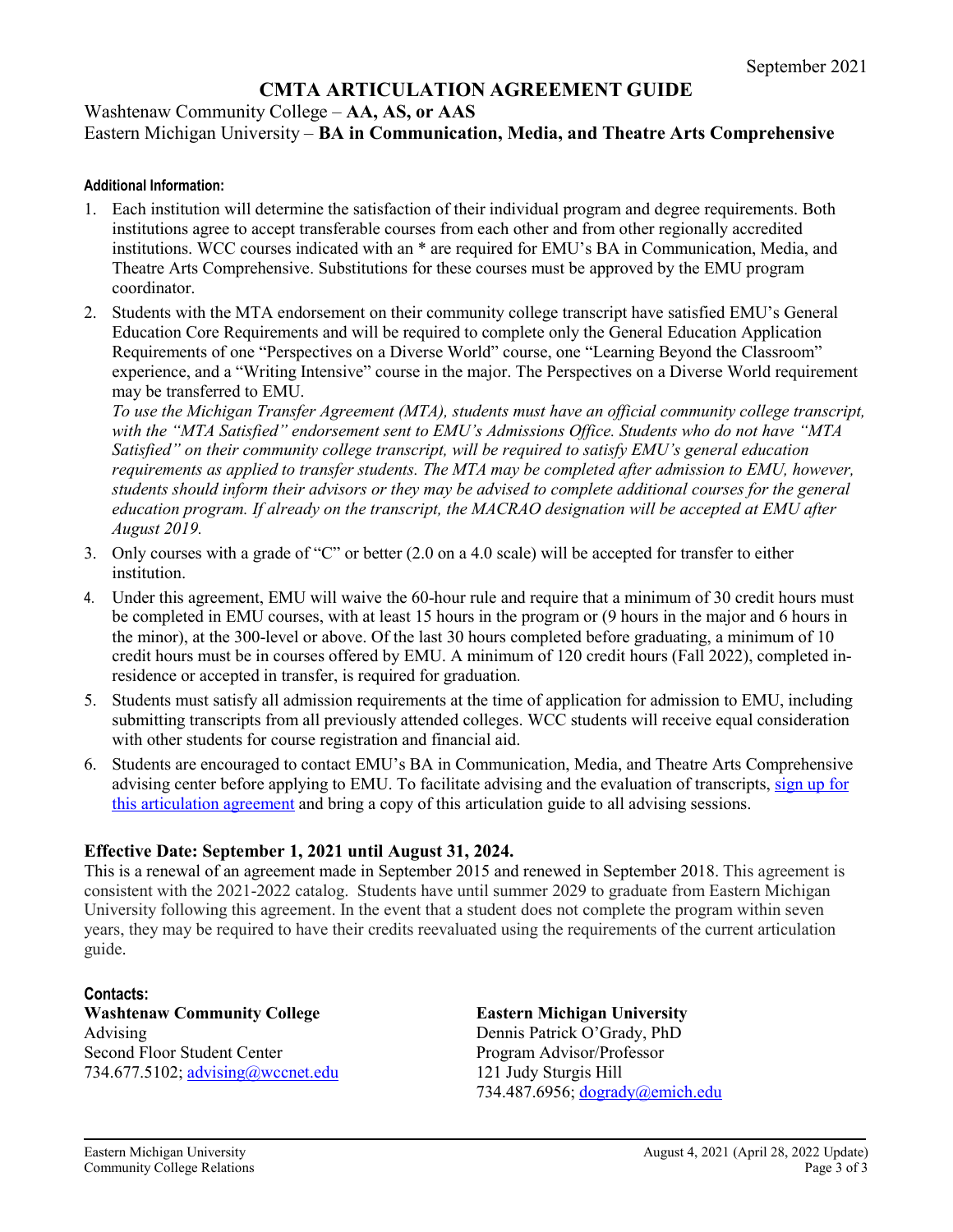September 2021

# CMTA ARTICULATION AGREEMENT GUIDE

Washtenaw Community College – **AA, AS, or AAS**
Eastern Michigan University – **BA in Communication, Media, and Theatre Arts Comprehensive**

**Additional Information:**

1. Each institution will determine the satisfaction of their individual program and degree requirements. Both institutions agree to accept transferable courses from each other and from other regionally accredited institutions. WCC courses indicated with an * are required for EMU's BA in Communication, Media, and Theatre Arts Comprehensive. Substitutions for these courses must be approved by the EMU program coordinator.
2. Students with the MTA endorsement on their community college transcript have satisfied EMU's General Education Core Requirements and will be required to complete only the General Education Application Requirements of one "Perspectives on a Diverse World" course, one "Learning Beyond the Classroom" experience, and a "Writing Intensive" course in the major. The Perspectives on a Diverse World requirement may be transferred to EMU.
   *To use the Michigan Transfer Agreement (MTA), students must have an official community college transcript, with the "MTA Satisfied" endorsement sent to EMU's Admissions Office. Students who do not have "MTA Satisfied" on their community college transcript, will be required to satisfy EMU's general education requirements as applied to transfer students. The MTA may be completed after admission to EMU, however, students should inform their advisors or they may be advised to complete additional courses for the general education program. If already on the transcript, the MACRAO designation will be accepted at EMU after August 2019.*
3. Only courses with a grade of "C" or better (2.0 on a 4.0 scale) will be accepted for transfer to either institution.
4. Under this agreement, EMU will waive the 60-hour rule and require that a minimum of 30 credit hours must be completed in EMU courses, with at least 15 hours in the program or (9 hours in the major and 6 hours in the minor), at the 300-level or above. Of the last 30 hours completed before graduating, a minimum of 10 credit hours must be in courses offered by EMU. A minimum of 120 credit hours (Fall 2022), completed in-residence or accepted in transfer, is required for graduation.
5. Students must satisfy all admission requirements at the time of application for admission to EMU, including submitting transcripts from all previously attended colleges. WCC students will receive equal consideration with other students for course registration and financial aid.
6. Students are encouraged to contact EMU's BA in Communication, Media, and Theatre Arts Comprehensive advising center before applying to EMU. To facilitate advising and the evaluation of transcripts, sign up for this articulation agreement and bring a copy of this articulation guide to all advising sessions.

## Effective Date: September 1, 2021 until August 31, 2024.

This is a renewal of an agreement made in September 2015 and renewed in September 2018. This agreement is consistent with the 2021-2022 catalog. Students have until summer 2029 to graduate from Eastern Michigan University following this agreement. In the event that a student does not complete the program within seven years, they may be required to have their credits reevaluated using the requirements of the current articulation guide.

**Contacts:**

**Washtenaw Community College**
Advising
Second Floor Student Center
734.677.5102; advising@wccnet.edu

**Eastern Michigan University**
Dennis Patrick O'Grady, PhD
Program Advisor/Professor
121 Judy Sturgis Hill
734.487.6956; dogrady@emich.edu

Eastern Michigan University
Community College Relations

August 4, 2021 (April 28, 2022 Update)